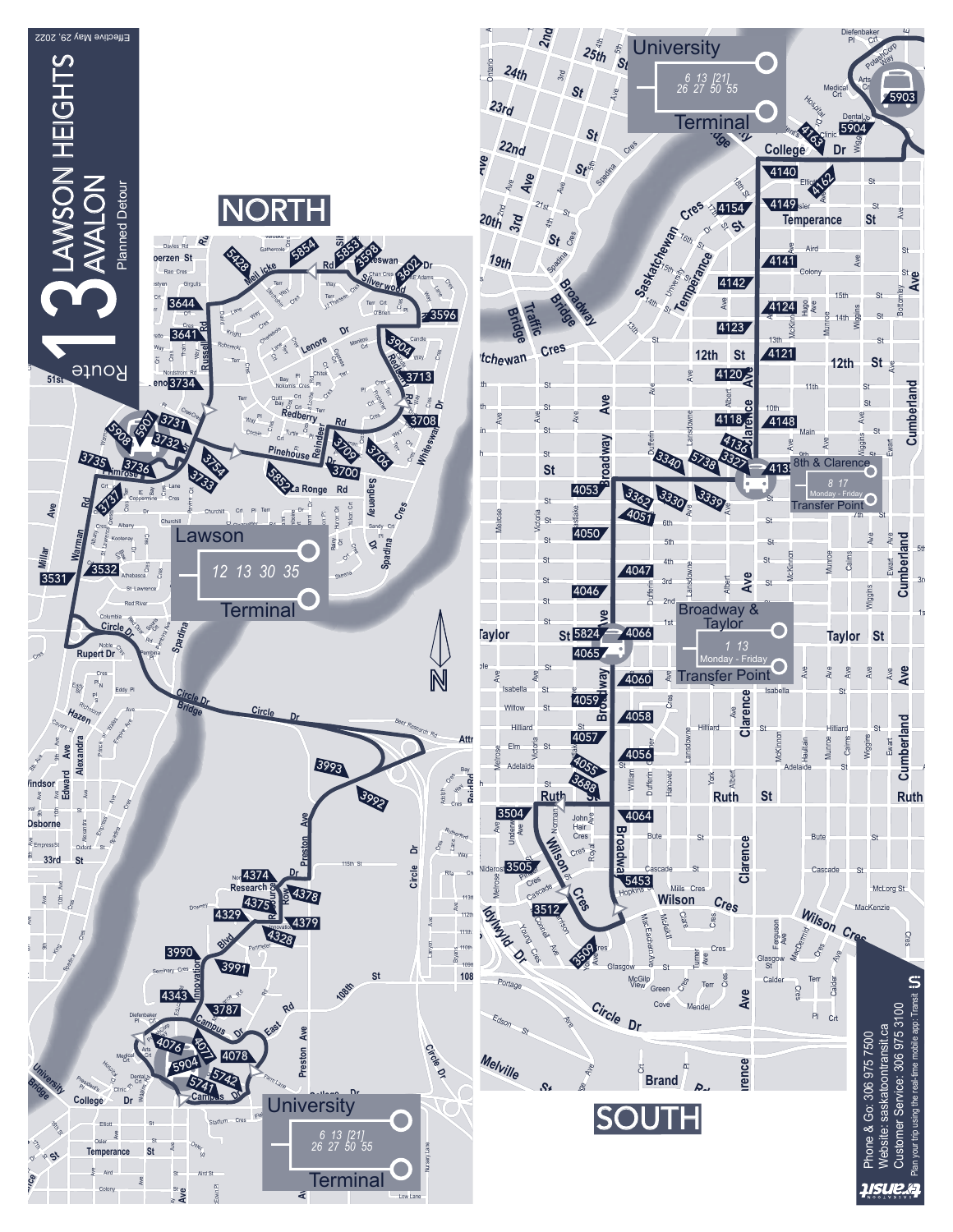# Route 13 LAWSON HEIGHTS AVALON

Planned Detour

Effective May 29, 2022

## NORTH

**Lawson Terminal**
12 13 30 35

**University Terminal**
6 13 [21] 26 27 50 55

## SOUTH

**University Terminal**
6 13 [21] 26 27 50 55

**8th & Clarence Transfer Point**
8 17
Monday - Friday

**Broadway & Taylor Transfer Point**
1 13
Monday - Friday

Phone & Go: 306 975 7500
Website: saskatoontransit.ca
Customer Service: 306 975 3100
Plan your trip using the real-time mobile app: Transit

Saskatoon Transit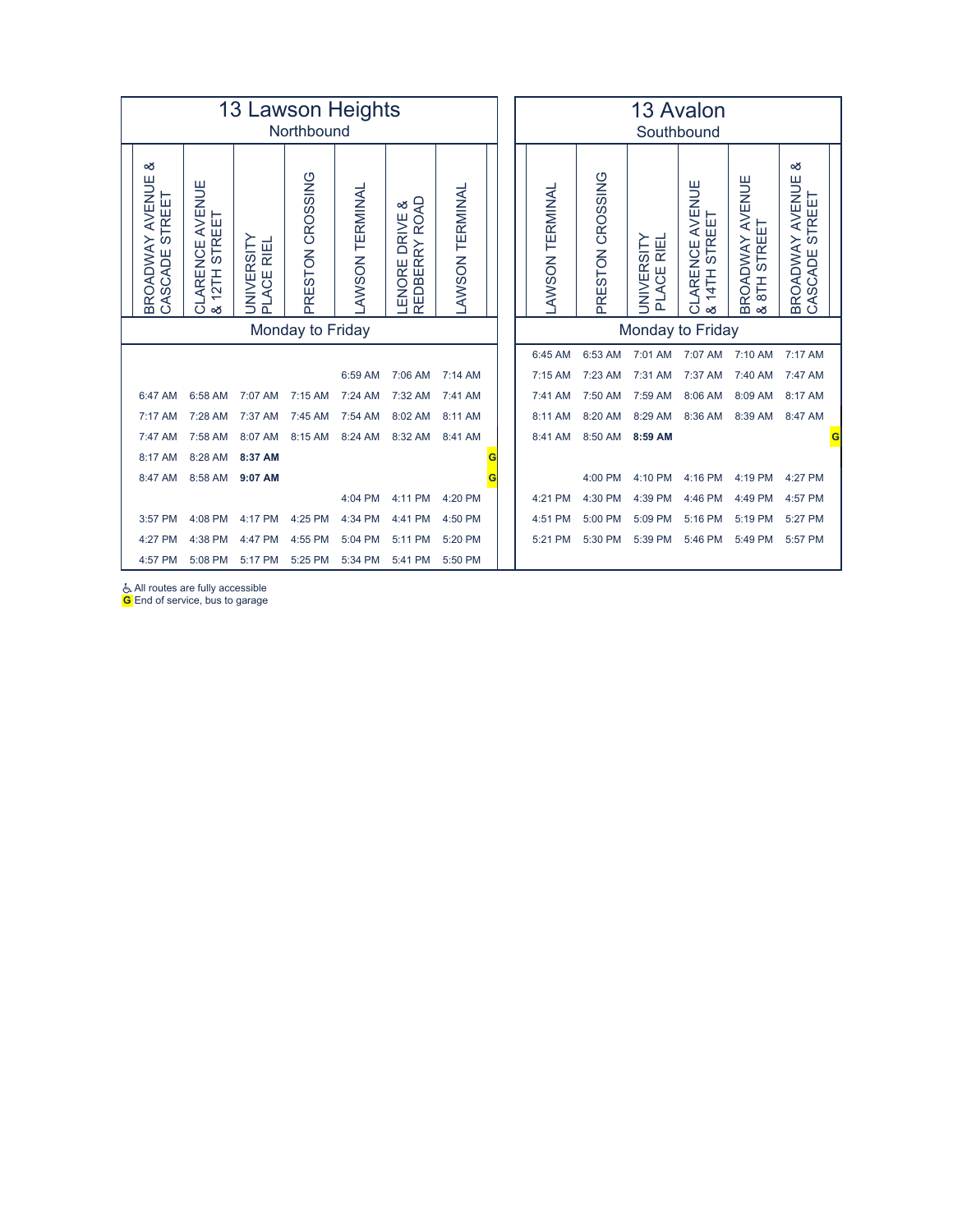## 13 Lawson Heights
Northbound

Monday to Friday

| BROADWAY AVENUE & CASCADE STREET | CLARENCE AVENUE & 12TH STREET | UNIVERSITY PLACE RIEL | PRESTON CROSSING | LAWSON TERMINAL | LENORE DRIVE & REDBERRY ROAD | LAWSON TERMINAL | |
|---|---|---|---|---|---|---|---|
| | | | | 6:59 AM | 7:06 AM | 7:14 AM | |
| 6:47 AM | 6:58 AM | 7:07 AM | 7:15 AM | 7:24 AM | 7:32 AM | 7:41 AM | |
| 7:17 AM | 7:28 AM | 7:37 AM | 7:45 AM | 7:54 AM | 8:02 AM | 8:11 AM | |
| 7:47 AM | 7:58 AM | 8:07 AM | 8:15 AM | 8:24 AM | 8:32 AM | 8:41 AM | |
| 8:17 AM | 8:28 AM | **8:37 AM** | | | | | G |
| 8:47 AM | 8:58 AM | **9:07 AM** | | | | | G |
| | | | | 4:04 PM | 4:11 PM | 4:20 PM | |
| 3:57 PM | 4:08 PM | 4:17 PM | 4:25 PM | 4:34 PM | 4:41 PM | 4:50 PM | |
| 4:27 PM | 4:38 PM | 4:47 PM | 4:55 PM | 5:04 PM | 5:11 PM | 5:20 PM | |
| 4:57 PM | 5:08 PM | 5:17 PM | 5:25 PM | 5:34 PM | 5:41 PM | 5:50 PM | |

## 13 Avalon
Southbound

Monday to Friday

| LAWSON TERMINAL | PRESTON CROSSING | UNIVERSITY PLACE RIEL | CLARENCE AVENUE & 14TH STREET | BROADWAY AVENUE & 8TH STREET | BROADWAY AVENUE & CASCADE STREET | |
|---|---|---|---|---|---|---|
| 6:45 AM | 6:53 AM | 7:01 AM | 7:07 AM | 7:10 AM | 7:17 AM | |
| 7:15 AM | 7:23 AM | 7:31 AM | 7:37 AM | 7:40 AM | 7:47 AM | |
| 7:41 AM | 7:50 AM | 7:59 AM | 8:06 AM | 8:09 AM | 8:17 AM | |
| 8:11 AM | 8:20 AM | 8:29 AM | 8:36 AM | 8:39 AM | 8:47 AM | |
| 8:41 AM | 8:50 AM | **8:59 AM** | | | | G |
| | 4:00 PM | 4:10 PM | 4:16 PM | 4:19 PM | 4:27 PM | |
| 4:21 PM | 4:30 PM | 4:39 PM | 4:46 PM | 4:49 PM | 4:57 PM | |
| 4:51 PM | 5:00 PM | 5:09 PM | 5:16 PM | 5:19 PM | 5:27 PM | |
| 5:21 PM | 5:30 PM | 5:39 PM | 5:46 PM | 5:49 PM | 5:57 PM | |

♿ All routes are fully accessible
G End of service, bus to garage